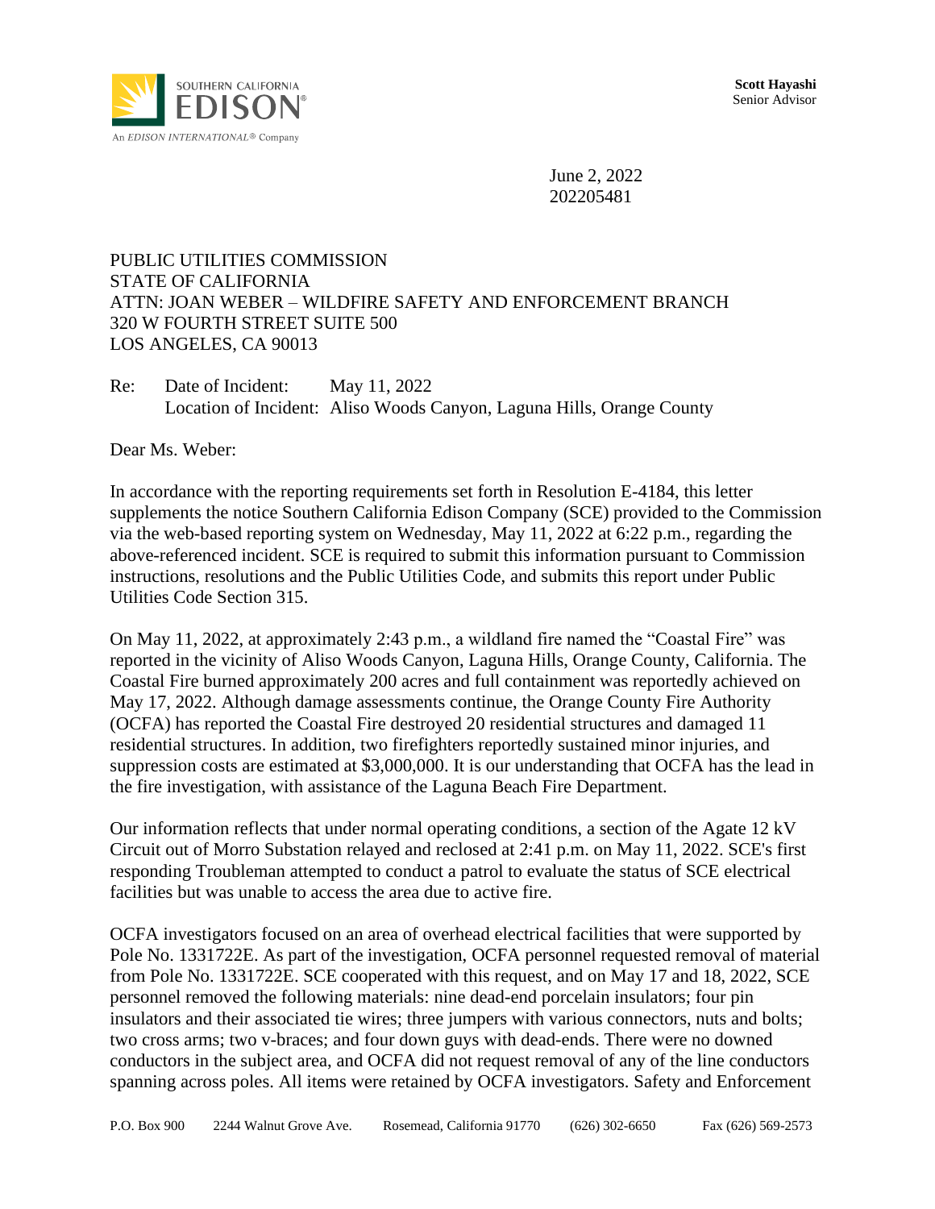SOUTHERN CALIFORNIA
EDISON®
An EDISON INTERNATIONAL® Company

**Scott Hayashi**
Senior Advisor

June 2, 2022
202205481

PUBLIC UTILITIES COMMISSION
STATE OF CALIFORNIA
ATTN: JOAN WEBER – WILDFIRE SAFETY AND ENFORCEMENT BRANCH
320 W FOURTH STREET SUITE 500
LOS ANGELES, CA 90013

Re: Date of Incident: May 11, 2022
Location of Incident: Aliso Woods Canyon, Laguna Hills, Orange County

Dear Ms. Weber:

In accordance with the reporting requirements set forth in Resolution E-4184, this letter supplements the notice Southern California Edison Company (SCE) provided to the Commission via the web-based reporting system on Wednesday, May 11, 2022 at 6:22 p.m., regarding the above-referenced incident. SCE is required to submit this information pursuant to Commission instructions, resolutions and the Public Utilities Code, and submits this report under Public Utilities Code Section 315.

On May 11, 2022, at approximately 2:43 p.m., a wildland fire named the "Coastal Fire" was reported in the vicinity of Aliso Woods Canyon, Laguna Hills, Orange County, California. The Coastal Fire burned approximately 200 acres and full containment was reportedly achieved on May 17, 2022. Although damage assessments continue, the Orange County Fire Authority (OCFA) has reported the Coastal Fire destroyed 20 residential structures and damaged 11 residential structures. In addition, two firefighters reportedly sustained minor injuries, and suppression costs are estimated at $3,000,000. It is our understanding that OCFA has the lead in the fire investigation, with assistance of the Laguna Beach Fire Department.

Our information reflects that under normal operating conditions, a section of the Agate 12 kV Circuit out of Morro Substation relayed and reclosed at 2:41 p.m. on May 11, 2022. SCE's first responding Troubleman attempted to conduct a patrol to evaluate the status of SCE electrical facilities but was unable to access the area due to active fire.

OCFA investigators focused on an area of overhead electrical facilities that were supported by Pole No. 1331722E. As part of the investigation, OCFA personnel requested removal of material from Pole No. 1331722E. SCE cooperated with this request, and on May 17 and 18, 2022, SCE personnel removed the following materials: nine dead-end porcelain insulators; four pin insulators and their associated tie wires; three jumpers with various connectors, nuts and bolts; two cross arms; two v-braces; and four down guys with dead-ends. There were no downed conductors in the subject area, and OCFA did not request removal of any of the line conductors spanning across poles. All items were retained by OCFA investigators. Safety and Enforcement

P.O. Box 900 2244 Walnut Grove Ave. Rosemead, California 91770 (626) 302-6650 Fax (626) 569-2573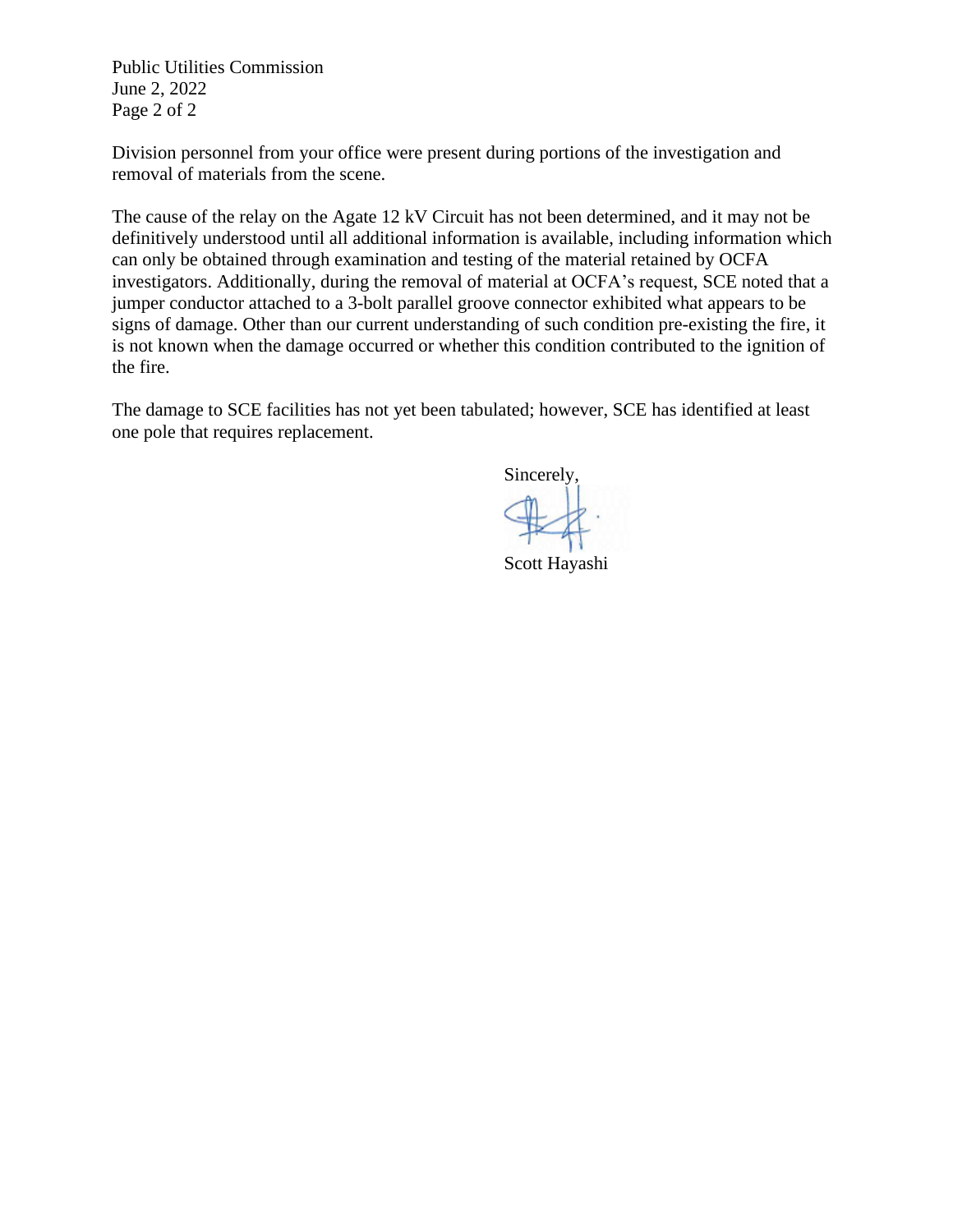Division personnel from your office were present during portions of the investigation and removal of materials from the scene.

The cause of the relay on the Agate 12 kV Circuit has not been determined, and it may not be definitively understood until all additional information is available, including information which can only be obtained through examination and testing of the material retained by OCFA investigators. Additionally, during the removal of material at OCFA's request, SCE noted that a jumper conductor attached to a 3-bolt parallel groove connector exhibited what appears to be signs of damage. Other than our current understanding of such condition pre-existing the fire, it is not known when the damage occurred or whether this condition contributed to the ignition of the fire.

The damage to SCE facilities has not yet been tabulated; however, SCE has identified at least one pole that requires replacement.

Sincerely,

Scott Hayashi